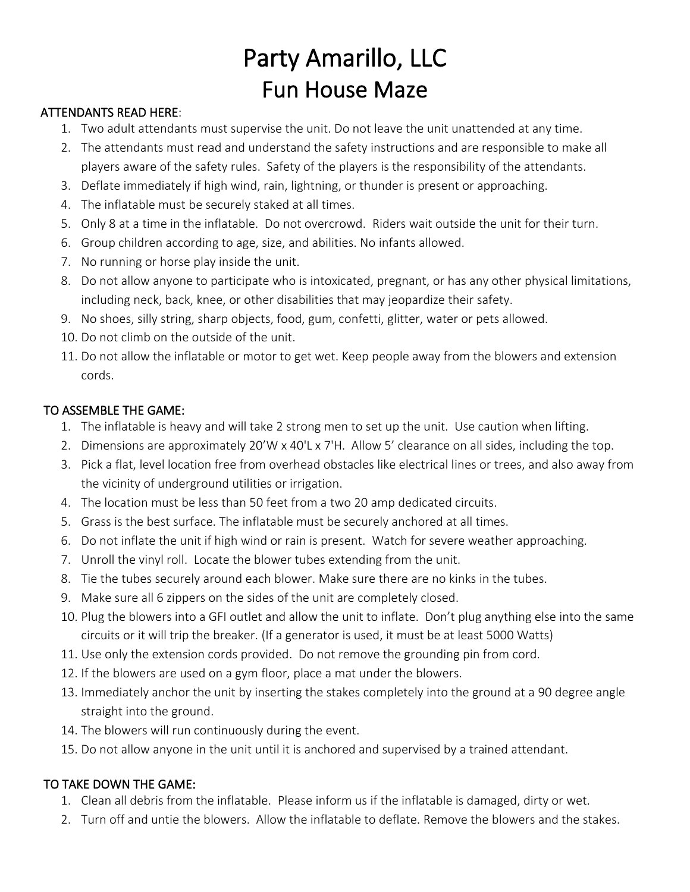# Party Amarillo, LLC
# Fun House Maze

**ATTENDANTS READ HERE**:

1. Two adult attendants must supervise the unit. Do not leave the unit unattended at any time.
2. The attendants must read and understand the safety instructions and are responsible to make all players aware of the safety rules. Safety of the players is the responsibility of the attendants.
3. Deflate immediately if high wind, rain, lightning, or thunder is present or approaching.
4. The inflatable must be securely staked at all times.
5. Only 8 at a time in the inflatable. Do not overcrowd. Riders wait outside the unit for their turn.
6. Group children according to age, size, and abilities. No infants allowed.
7. No running or horse play inside the unit.
8. Do not allow anyone to participate who is intoxicated, pregnant, or has any other physical limitations, including neck, back, knee, or other disabilities that may jeopardize their safety.
9. No shoes, silly string, sharp objects, food, gum, confetti, glitter, water or pets allowed.
10. Do not climb on the outside of the unit.
11. Do not allow the inflatable or motor to get wet. Keep people away from the blowers and extension cords.

**TO ASSEMBLE THE GAME:**

1. The inflatable is heavy and will take 2 strong men to set up the unit. Use caution when lifting.
2. Dimensions are approximately 20'W x 40'L x 7'H. Allow 5' clearance on all sides, including the top.
3. Pick a flat, level location free from overhead obstacles like electrical lines or trees, and also away from the vicinity of underground utilities or irrigation.
4. The location must be less than 50 feet from a two 20 amp dedicated circuits.
5. Grass is the best surface. The inflatable must be securely anchored at all times.
6. Do not inflate the unit if high wind or rain is present. Watch for severe weather approaching.
7. Unroll the vinyl roll. Locate the blower tubes extending from the unit.
8. Tie the tubes securely around each blower. Make sure there are no kinks in the tubes.
9. Make sure all 6 zippers on the sides of the unit are completely closed.
10. Plug the blowers into a GFI outlet and allow the unit to inflate. Don't plug anything else into the same circuits or it will trip the breaker. (If a generator is used, it must be at least 5000 Watts)
11. Use only the extension cords provided. Do not remove the grounding pin from cord.
12. If the blowers are used on a gym floor, place a mat under the blowers.
13. Immediately anchor the unit by inserting the stakes completely into the ground at a 90 degree angle straight into the ground.
14. The blowers will run continuously during the event.
15. Do not allow anyone in the unit until it is anchored and supervised by a trained attendant.

**TO TAKE DOWN THE GAME:**

1. Clean all debris from the inflatable. Please inform us if the inflatable is damaged, dirty or wet.
2. Turn off and untie the blowers. Allow the inflatable to deflate. Remove the blowers and the stakes.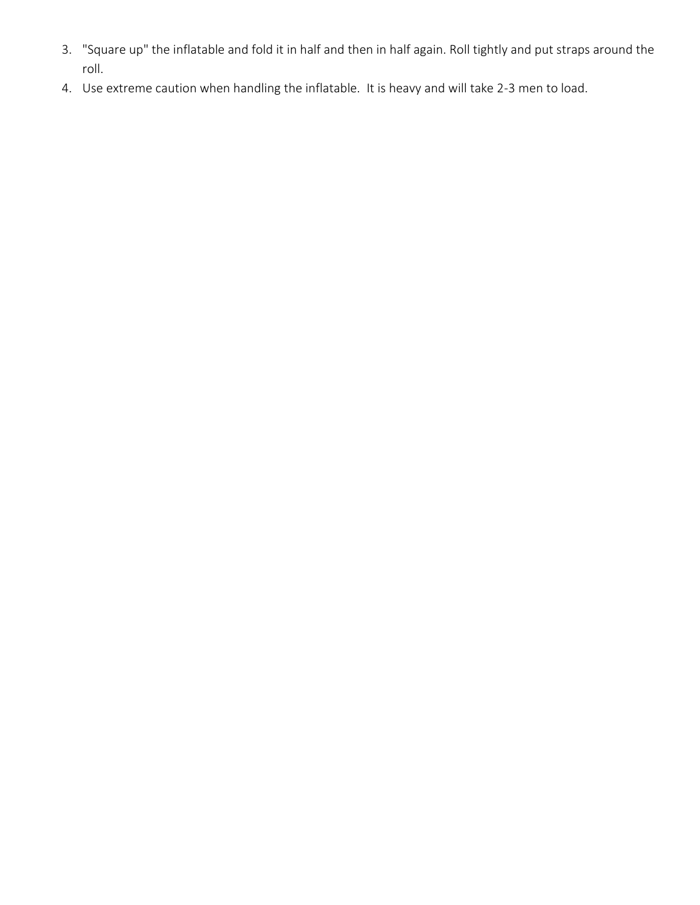3. "Square up" the inflatable and fold it in half and then in half again. Roll tightly and put straps around the roll.
4. Use extreme caution when handling the inflatable.  It is heavy and will take 2-3 men to load.